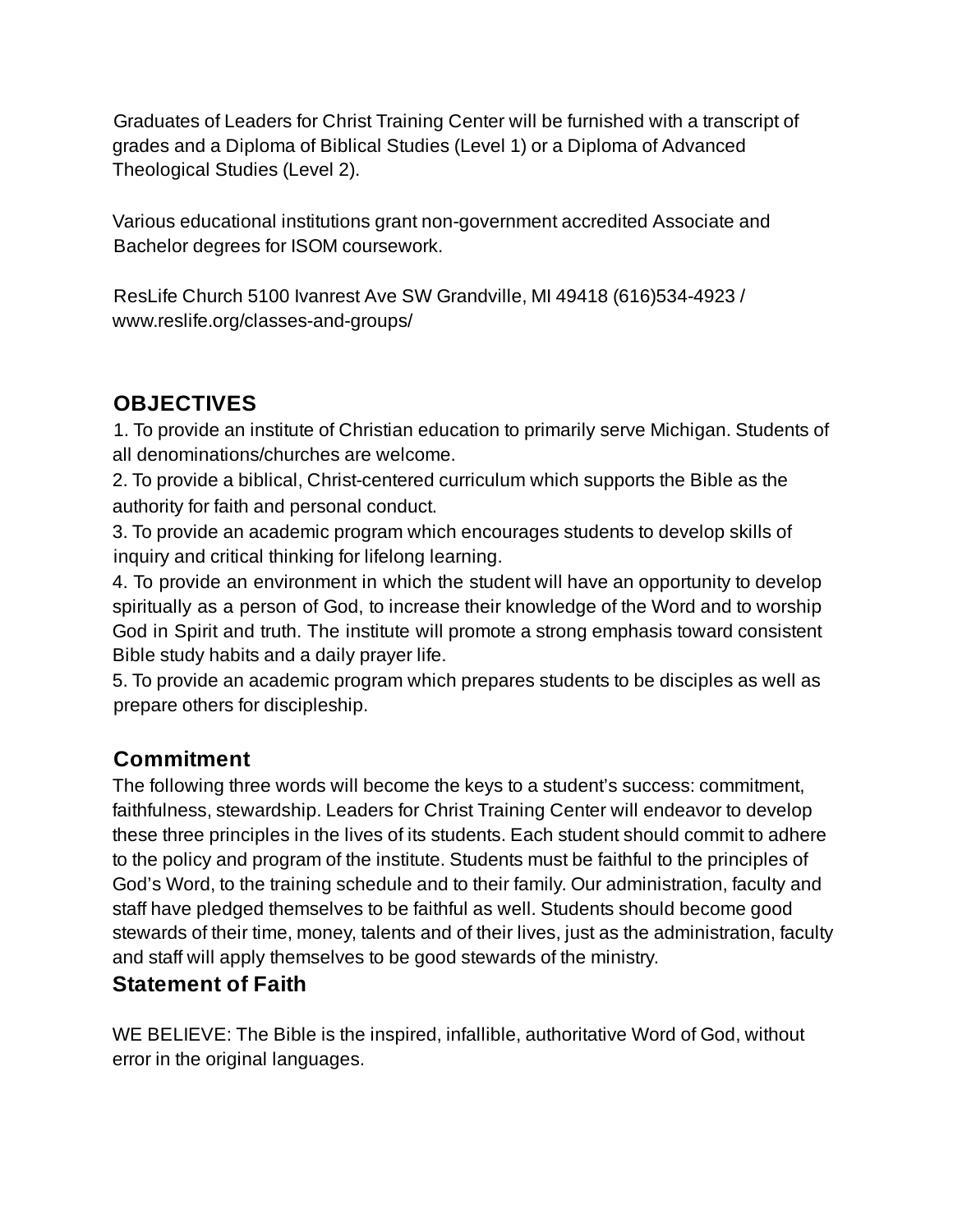Graduates of Leaders for Christ Training Center will be furnished with a transcript of grades and a Diploma of Biblical Studies (Level 1) or a Diploma of Advanced Theological Studies (Level 2).

Various educational institutions grant non-government accredited Associate and Bachelor degrees for ISOM coursework.

ResLife Church 5100 Ivanrest Ave SW Grandville, MI 49418 (616)534-4923 / www.reslife.org/classes-and-groups/

## OBJECTIVES

1. To provide an institute of Christian education to primarily serve Michigan. Students of all denominations/churches are welcome.
2. To provide a biblical, Christ-centered curriculum which supports the Bible as the authority for faith and personal conduct.
3. To provide an academic program which encourages students to develop skills of inquiry and critical thinking for lifelong learning.
4. To provide an environment in which the student will have an opportunity to develop spiritually as a person of God, to increase their knowledge of the Word and to worship God in Spirit and truth. The institute will promote a strong emphasis toward consistent Bible study habits and a daily prayer life.
5. To provide an academic program which prepares students to be disciples as well as prepare others for discipleship.

## Commitment

The following three words will become the keys to a student's success: commitment, faithfulness, stewardship. Leaders for Christ Training Center will endeavor to develop these three principles in the lives of its students. Each student should commit to adhere to the policy and program of the institute. Students must be faithful to the principles of God's Word, to the training schedule and to their family. Our administration, faculty and staff have pledged themselves to be faithful as well. Students should become good stewards of their time, money, talents and of their lives, just as the administration, faculty and staff will apply themselves to be good stewards of the ministry.

## Statement of Faith

WE BELIEVE: The Bible is the inspired, infallible, authoritative Word of God, without error in the original languages.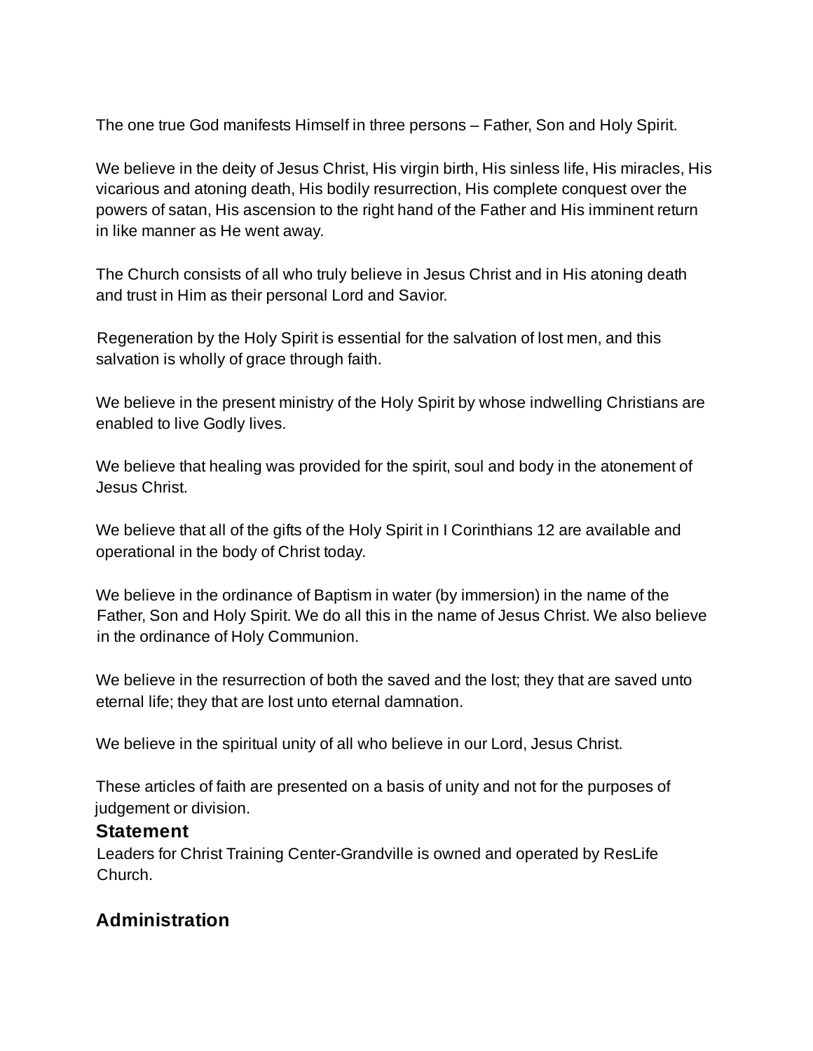The one true God manifests Himself in three persons – Father, Son and Holy Spirit.

We believe in the deity of Jesus Christ, His virgin birth, His sinless life, His miracles, His vicarious and atoning death, His bodily resurrection, His complete conquest over the powers of satan, His ascension to the right hand of the Father and His imminent return in like manner as He went away.

The Church consists of all who truly believe in Jesus Christ and in His atoning death and trust in Him as their personal Lord and Savior.

Regeneration by the Holy Spirit is essential for the salvation of lost men, and this salvation is wholly of grace through faith.

We believe in the present ministry of the Holy Spirit by whose indwelling Christians are enabled to live Godly lives.

We believe that healing was provided for the spirit, soul and body in the atonement of Jesus Christ.

We believe that all of the gifts of the Holy Spirit in I Corinthians 12 are available and operational in the body of Christ today.

We believe in the ordinance of Baptism in water (by immersion) in the name of the Father, Son and Holy Spirit. We do all this in the name of Jesus Christ. We also believe in the ordinance of Holy Communion.

We believe in the resurrection of both the saved and the lost; they that are saved unto eternal life; they that are lost unto eternal damnation.

We believe in the spiritual unity of all who believe in our Lord, Jesus Christ.

These articles of faith are presented on a basis of unity and not for the purposes of judgement or division.

## Statement

Leaders for Christ Training Center-Grandville is owned and operated by ResLife Church.

## Administration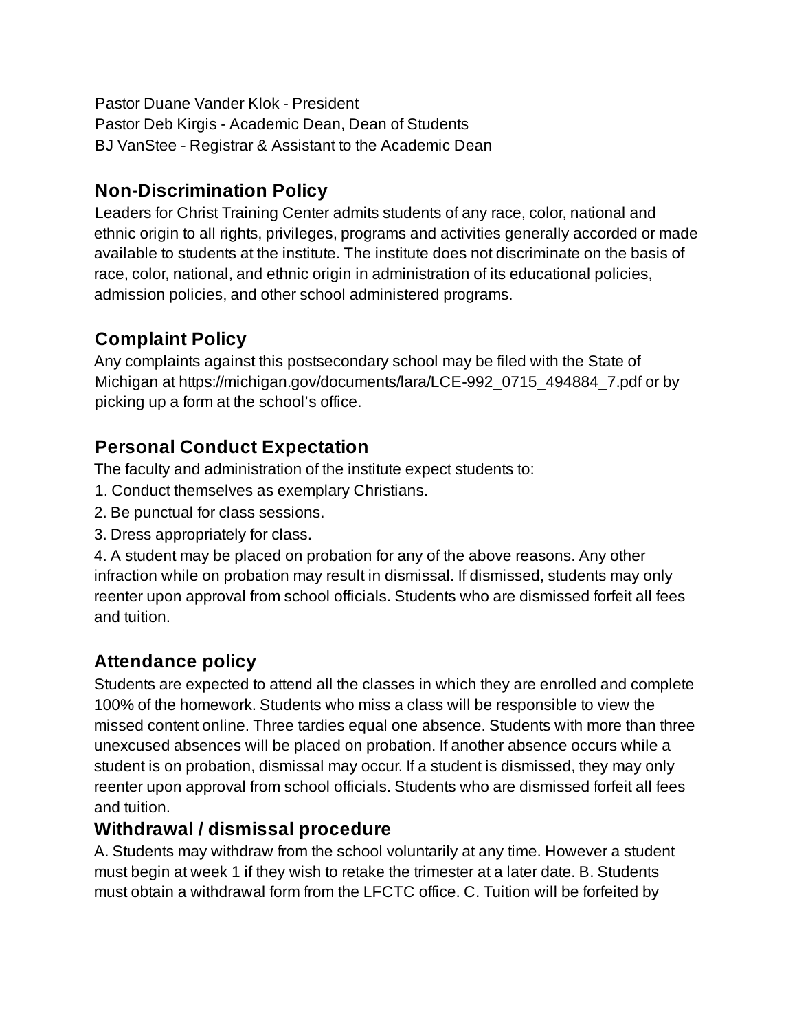Pastor Duane Vander Klok - President
Pastor Deb Kirgis - Academic Dean, Dean of Students
BJ VanStee - Registrar & Assistant to the Academic Dean

## Non-Discrimination Policy

Leaders for Christ Training Center admits students of any race, color, national and ethnic origin to all rights, privileges, programs and activities generally accorded or made available to students at the institute. The institute does not discriminate on the basis of race, color, national, and ethnic origin in administration of its educational policies, admission policies, and other school administered programs.

## Complaint Policy

Any complaints against this postsecondary school may be filed with the State of Michigan at https://michigan.gov/documents/lara/LCE-992_0715_494884_7.pdf or by picking up a form at the school's office.

## Personal Conduct Expectation

The faculty and administration of the institute expect students to:

1. Conduct themselves as exemplary Christians.
2. Be punctual for class sessions.
3. Dress appropriately for class.
4. A student may be placed on probation for any of the above reasons. Any other infraction while on probation may result in dismissal. If dismissed, students may only reenter upon approval from school officials. Students who are dismissed forfeit all fees and tuition.

## Attendance policy

Students are expected to attend all the classes in which they are enrolled and complete 100% of the homework. Students who miss a class will be responsible to view the missed content online. Three tardies equal one absence. Students with more than three unexcused absences will be placed on probation. If another absence occurs while a student is on probation, dismissal may occur. If a student is dismissed, they may only reenter upon approval from school officials. Students who are dismissed forfeit all fees and tuition.

## Withdrawal / dismissal procedure

A. Students may withdraw from the school voluntarily at any time. However a student must begin at week 1 if they wish to retake the trimester at a later date. B. Students must obtain a withdrawal form from the LFCTC office. C. Tuition will be forfeited by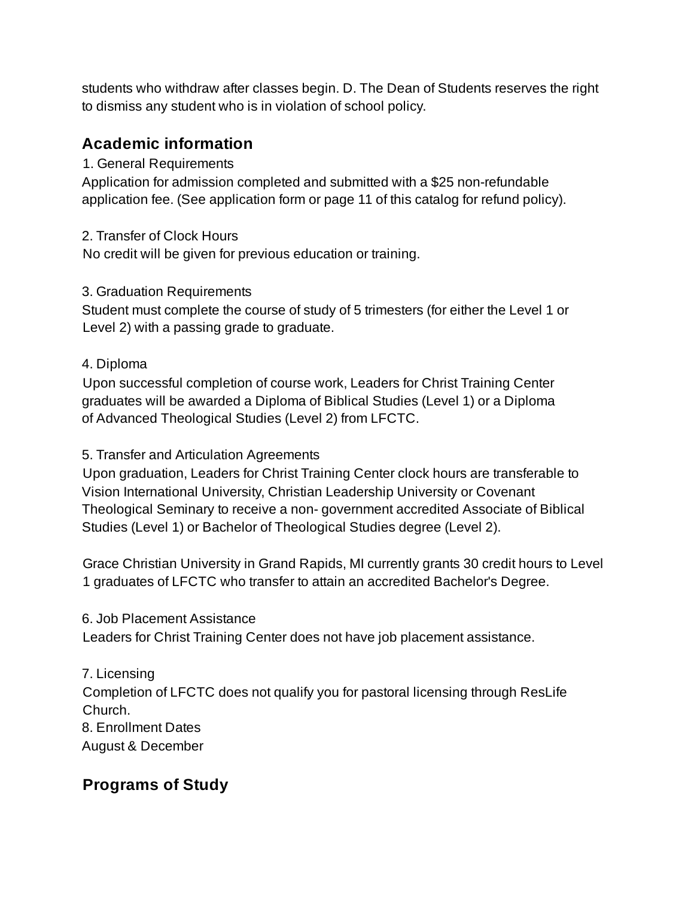students who withdraw after classes begin. D. The Dean of Students reserves the right to dismiss any student who is in violation of school policy.

## Academic information

1. General Requirements
Application for admission completed and submitted with a $25 non-refundable application fee. (See application form or page 11 of this catalog for refund policy).

2. Transfer of Clock Hours
No credit will be given for previous education or training.

3. Graduation Requirements
Student must complete the course of study of 5 trimesters (for either the Level 1 or Level 2) with a passing grade to graduate.

4. Diploma
Upon successful completion of course work, Leaders for Christ Training Center graduates will be awarded a Diploma of Biblical Studies (Level 1) or a Diploma of Advanced Theological Studies (Level 2) from LFCTC.

5. Transfer and Articulation Agreements
Upon graduation, Leaders for Christ Training Center clock hours are transferable to Vision International University, Christian Leadership University or Covenant Theological Seminary to receive a non- government accredited Associate of Biblical Studies (Level 1) or Bachelor of Theological Studies degree (Level 2).

Grace Christian University in Grand Rapids, MI currently grants 30 credit hours to Level 1 graduates of LFCTC who transfer to attain an accredited Bachelor's Degree.

6. Job Placement Assistance
Leaders for Christ Training Center does not have job placement assistance.

7. Licensing
Completion of LFCTC does not qualify you for pastoral licensing through ResLife Church.
8. Enrollment Dates
August & December

## Programs of Study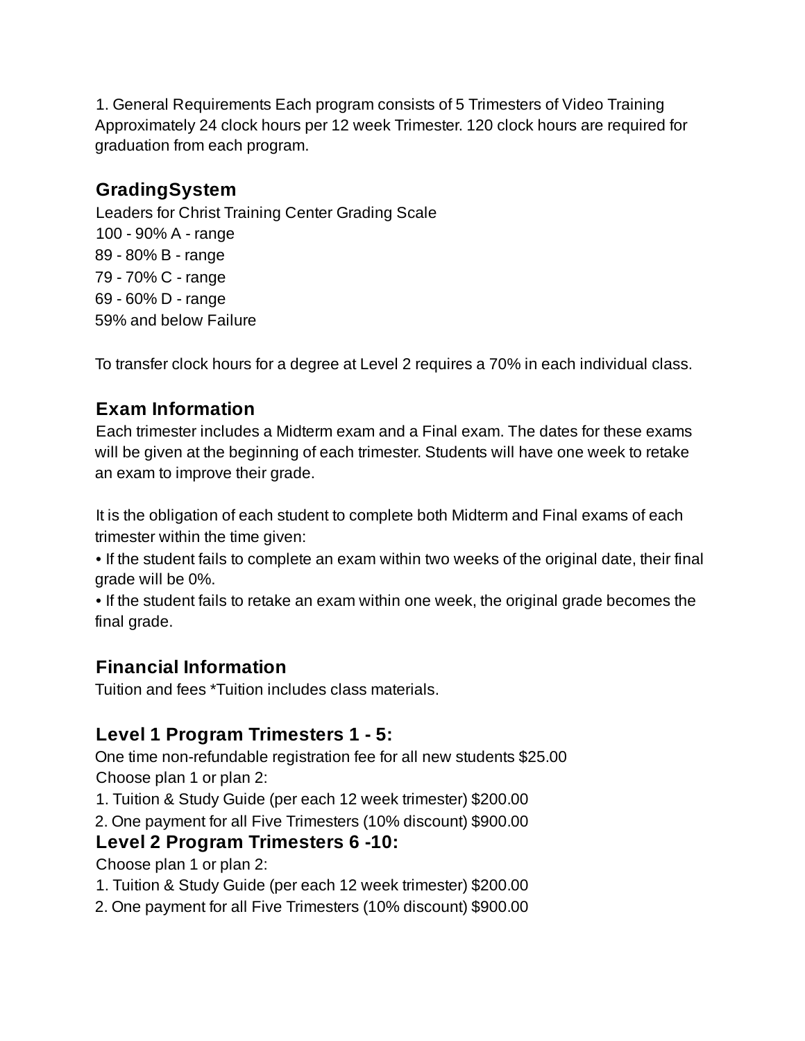1. General Requirements Each program consists of 5 Trimesters of Video Training Approximately 24 clock hours per 12 week Trimester. 120 clock hours are required for graduation from each program.

## GradingSystem

Leaders for Christ Training Center Grading Scale

100 - 90% A - range

89 - 80% B - range

79 - 70% C - range

69 - 60% D - range

59% and below Failure

To transfer clock hours for a degree at Level 2 requires a 70% in each individual class.

## Exam Information

Each trimester includes a Midterm exam and a Final exam. The dates for these exams will be given at the beginning of each trimester. Students will have one week to retake an exam to improve their grade.

It is the obligation of each student to complete both Midterm and Final exams of each trimester within the time given:

- If the student fails to complete an exam within two weeks of the original date, their final grade will be 0%.
- If the student fails to retake an exam within one week, the original grade becomes the final grade.

## Financial Information

Tuition and fees *Tuition includes class materials.

## Level 1 Program Trimesters 1 - 5:

One time non-refundable registration fee for all new students $25.00

Choose plan 1 or plan 2:

1. Tuition & Study Guide (per each 12 week trimester) $200.00
2. One payment for all Five Trimesters (10% discount) $900.00

## Level 2 Program Trimesters 6 -10:

Choose plan 1 or plan 2:

1. Tuition & Study Guide (per each 12 week trimester) $200.00
2. One payment for all Five Trimesters (10% discount) $900.00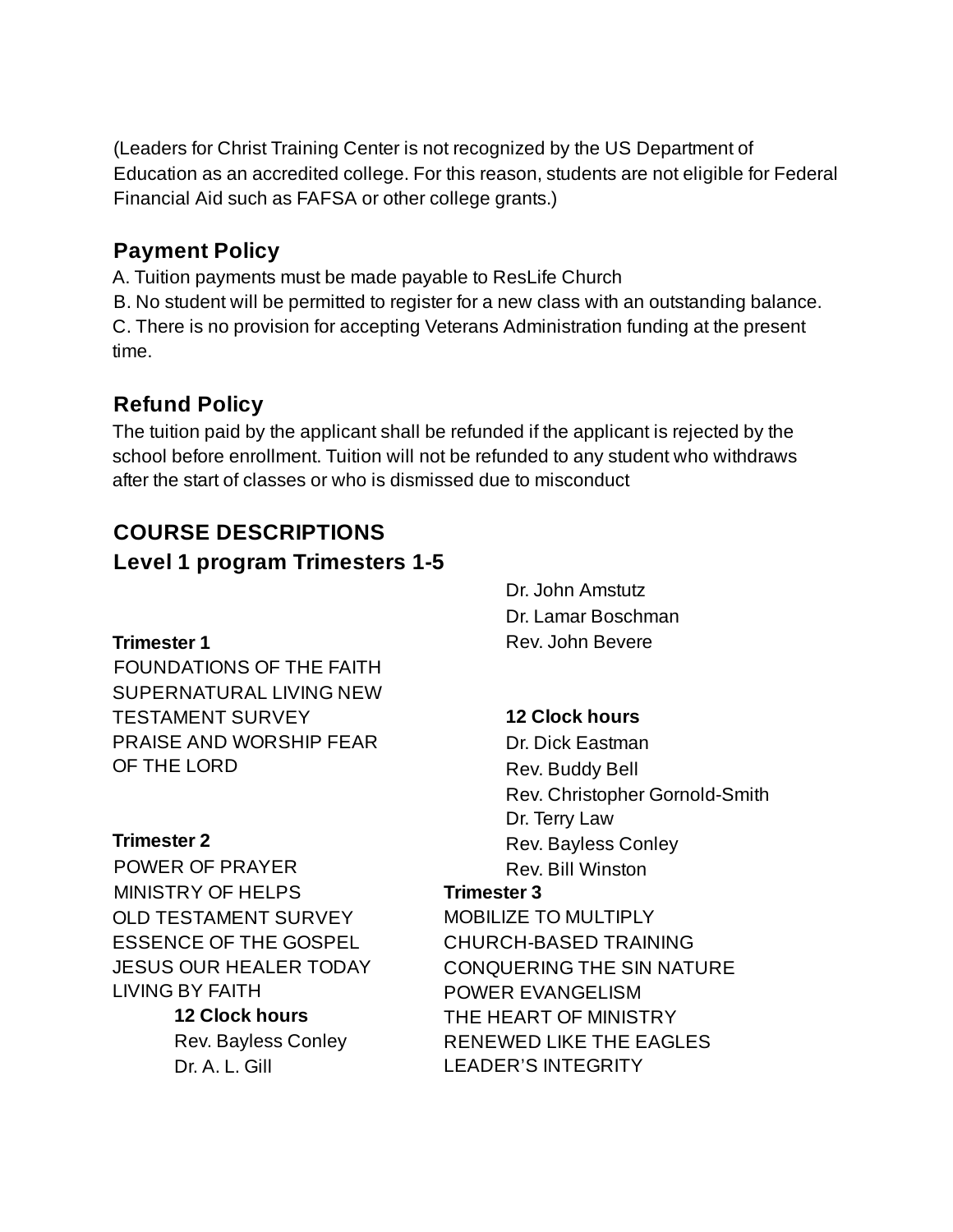(Leaders for Christ Training Center is not recognized by the US Department of Education as an accredited college. For this reason, students are not eligible for Federal Financial Aid such as FAFSA or other college grants.)

## Payment Policy

A. Tuition payments must be made payable to ResLife Church

B. No student will be permitted to register for a new class with an outstanding balance.

C. There is no provision for accepting Veterans Administration funding at the present time.

## Refund Policy

The tuition paid by the applicant shall be refunded if the applicant is rejected by the school before enrollment. Tuition will not be refunded to any student who withdraws after the start of classes or who is dismissed due to misconduct

## COURSE DESCRIPTIONS

### Level 1 program Trimesters 1-5

**Trimester 1**

FOUNDATIONS OF THE FAITH
SUPERNATURAL LIVING NEW TESTAMENT SURVEY
PRAISE AND WORSHIP FEAR OF THE LORD

**12 Clock hours**

Dr. Dick Eastman
Rev. Buddy Bell
Rev. Christopher Gornold-Smith
Dr. Terry Law
Rev. Bayless Conley
Rev. Bill Winston

**Trimester 2**

POWER OF PRAYER
MINISTRY OF HELPS
OLD TESTAMENT SURVEY
ESSENCE OF THE GOSPEL
JESUS OUR HEALER TODAY
LIVING BY FAITH

**12 Clock hours**

Rev. Bayless Conley
Dr. A. L. Gill
Dr. John Amstutz
Dr. Lamar Boschman
Rev. John Bevere

**Trimester 3**

MOBILIZE TO MULTIPLY
CHURCH-BASED TRAINING
CONQUERING THE SIN NATURE
POWER EVANGELISM
THE HEART OF MINISTRY
RENEWED LIKE THE EAGLES
LEADER'S INTEGRITY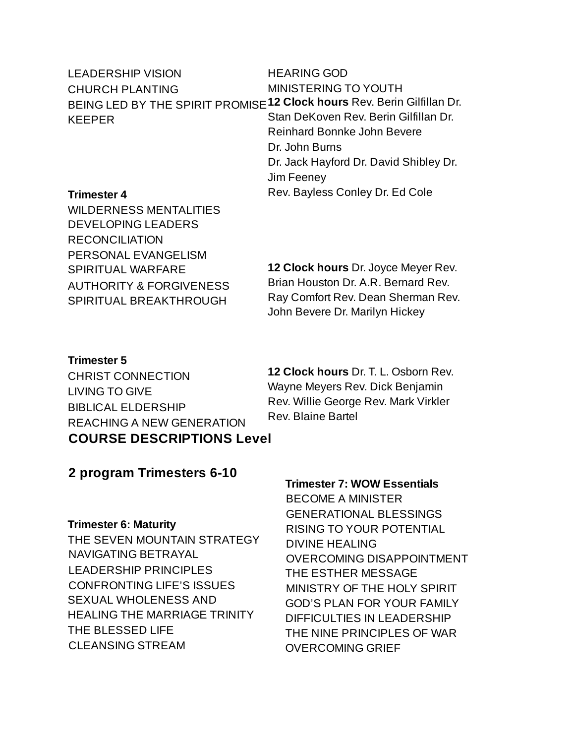LEADERSHIP VISION
CHURCH PLANTING
BEING LED BY THE SPIRIT PROMISE KEEPER
HEARING GOD
MINISTERING TO YOUTH

**12 Clock hours** Rev. Berin Gilfillan Dr. Stan DeKoven Rev. Berin Gilfillan Dr. Reinhard Bonnke John Bevere Dr. John Burns Dr. Jack Hayford Dr. David Shibley Dr. Jim Feeney Rev. Bayless Conley Dr. Ed Cole

**Trimester 4**

WILDERNESS MENTALITIES
DEVELOPING LEADERS
RECONCILIATION
PERSONAL EVANGELISM
SPIRITUAL WARFARE
AUTHORITY & FORGIVENESS
SPIRITUAL BREAKTHROUGH

**12 Clock hours** Dr. Joyce Meyer Rev. Brian Houston Dr. A.R. Bernard Rev. Ray Comfort Rev. Dean Sherman Rev. John Bevere Dr. Marilyn Hickey

**Trimester 5**

CHRIST CONNECTION
LIVING TO GIVE
BIBLICAL ELDERSHIP
REACHING A NEW GENERATION

**12 Clock hours** Dr. T. L. Osborn Rev. Wayne Meyers Rev. Dick Benjamin Rev. Willie George Rev. Mark Virkler Rev. Blaine Bartel

## COURSE DESCRIPTIONS Level 2 program Trimesters 6-10

**Trimester 6: Maturity**

THE SEVEN MOUNTAIN STRATEGY
NAVIGATING BETRAYAL
LEADERSHIP PRINCIPLES
CONFRONTING LIFE'S ISSUES
SEXUAL WHOLENESS AND HEALING THE MARRIAGE TRINITY
THE BLESSED LIFE
CLEANSING STREAM

**Trimester 7: WOW Essentials**

BECOME A MINISTER
GENERATIONAL BLESSINGS
RISING TO YOUR POTENTIAL
DIVINE HEALING
OVERCOMING DISAPPOINTMENT
THE ESTHER MESSAGE
MINISTRY OF THE HOLY SPIRIT
GOD'S PLAN FOR YOUR FAMILY
DIFFICULTIES IN LEADERSHIP
THE NINE PRINCIPLES OF WAR
OVERCOMING GRIEF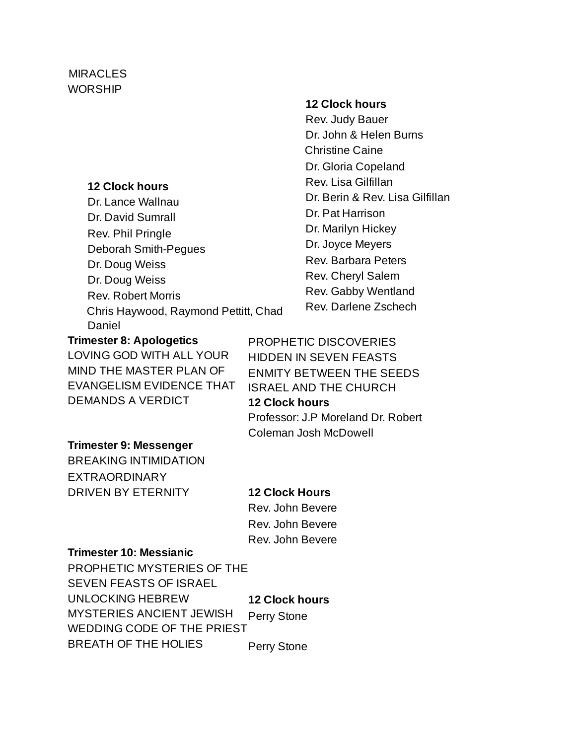MIRACLES
WORSHIP

**12 Clock hours**
Dr. Lance Wallnau
Dr. David Sumrall
Rev. Phil Pringle
Deborah Smith-Pegues
Dr. Doug Weiss
Dr. Doug Weiss
Rev. Robert Morris
Chris Haywood, Raymond Pettitt, Chad Daniel

**12 Clock hours**
Rev. Judy Bauer
Dr. John & Helen Burns
Christine Caine
Dr. Gloria Copeland
Rev. Lisa Gilfillan
Dr. Berin & Rev. Lisa Gilfillan
Dr. Pat Harrison
Dr. Marilyn Hickey
Dr. Joyce Meyers
Rev. Barbara Peters
Rev. Cheryl Salem
Rev. Gabby Wentland
Rev. Darlene Zschech

PROPHETIC DISCOVERIES
HIDDEN IN SEVEN FEASTS
ENMITY BETWEEN THE SEEDS
ISRAEL AND THE CHURCH

**Trimester 8: Apologetics**

LOVING GOD WITH ALL YOUR MIND THE MASTER PLAN OF EVANGELISM EVIDENCE THAT DEMANDS A VERDICT

**12 Clock hours**
Professor: J.P Moreland Dr. Robert Coleman Josh McDowell

**Trimester 9: Messenger**

BREAKING INTIMIDATION
EXTRAORDINARY
DRIVEN BY ETERNITY

**12 Clock Hours**
Rev. John Bevere
Rev. John Bevere
Rev. John Bevere

**Trimester 10: Messianic**

PROPHETIC MYSTERIES OF THE SEVEN FEASTS OF ISRAEL
UNLOCKING HEBREW MYSTERIES ANCIENT JEWISH WEDDING CODE OF THE PRIEST
BREATH OF THE HOLIES

**12 Clock hours**
Perry Stone

Perry Stone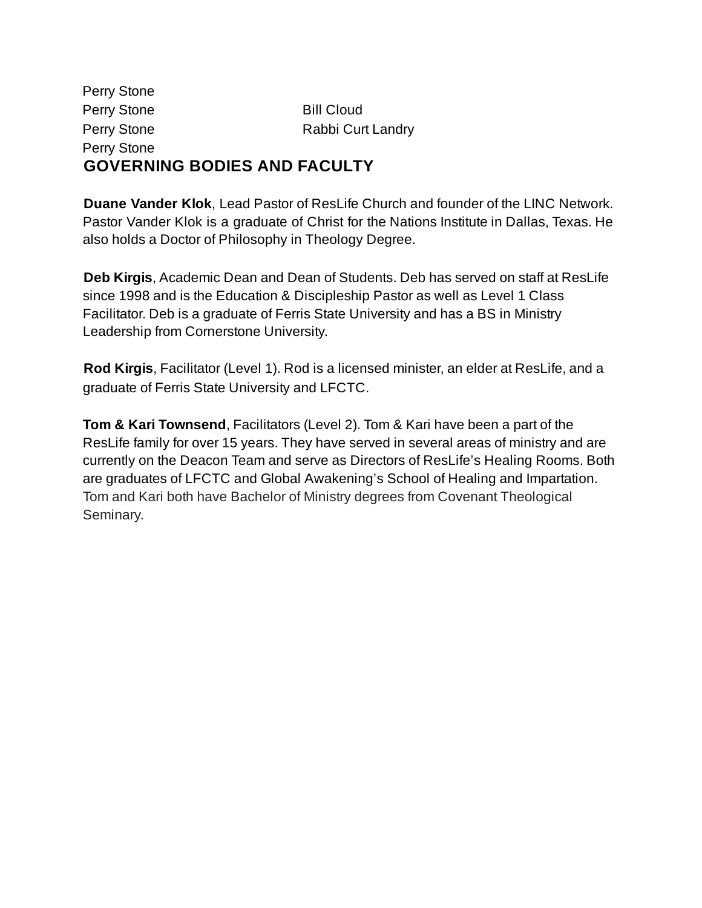| | |
|---|---|
| Perry Stone | |
| Perry Stone | Bill Cloud |
| Perry Stone | Rabbi Curt Landry |
| Perry Stone | |

## GOVERNING BODIES AND FACULTY

**Duane Vander Klok**, Lead Pastor of ResLife Church and founder of the LINC Network. Pastor Vander Klok is a graduate of Christ for the Nations Institute in Dallas, Texas. He also holds a Doctor of Philosophy in Theology Degree.

**Deb Kirgis**, Academic Dean and Dean of Students. Deb has served on staff at ResLife since 1998 and is the Education & Discipleship Pastor as well as Level 1 Class Facilitator. Deb is a graduate of Ferris State University and has a BS in Ministry Leadership from Cornerstone University.

**Rod Kirgis**, Facilitator (Level 1). Rod is a licensed minister, an elder at ResLife, and a graduate of Ferris State University and LFCTC.

**Tom & Kari Townsend**, Facilitators (Level 2). Tom & Kari have been a part of the ResLife family for over 15 years. They have served in several areas of ministry and are currently on the Deacon Team and serve as Directors of ResLife's Healing Rooms. Both are graduates of LFCTC and Global Awakening's School of Healing and Impartation. Tom and Kari both have Bachelor of Ministry degrees from Covenant Theological Seminary.